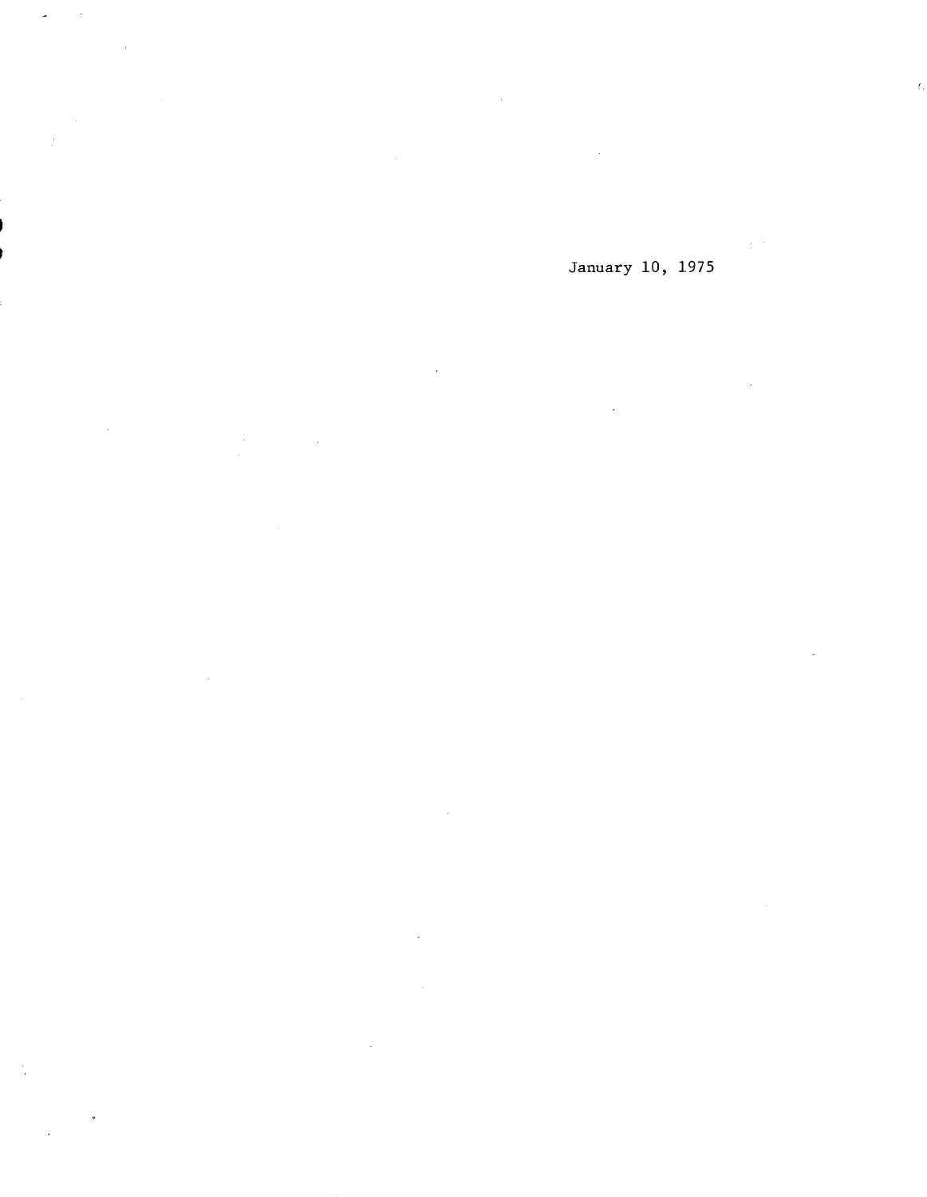January 10, 1975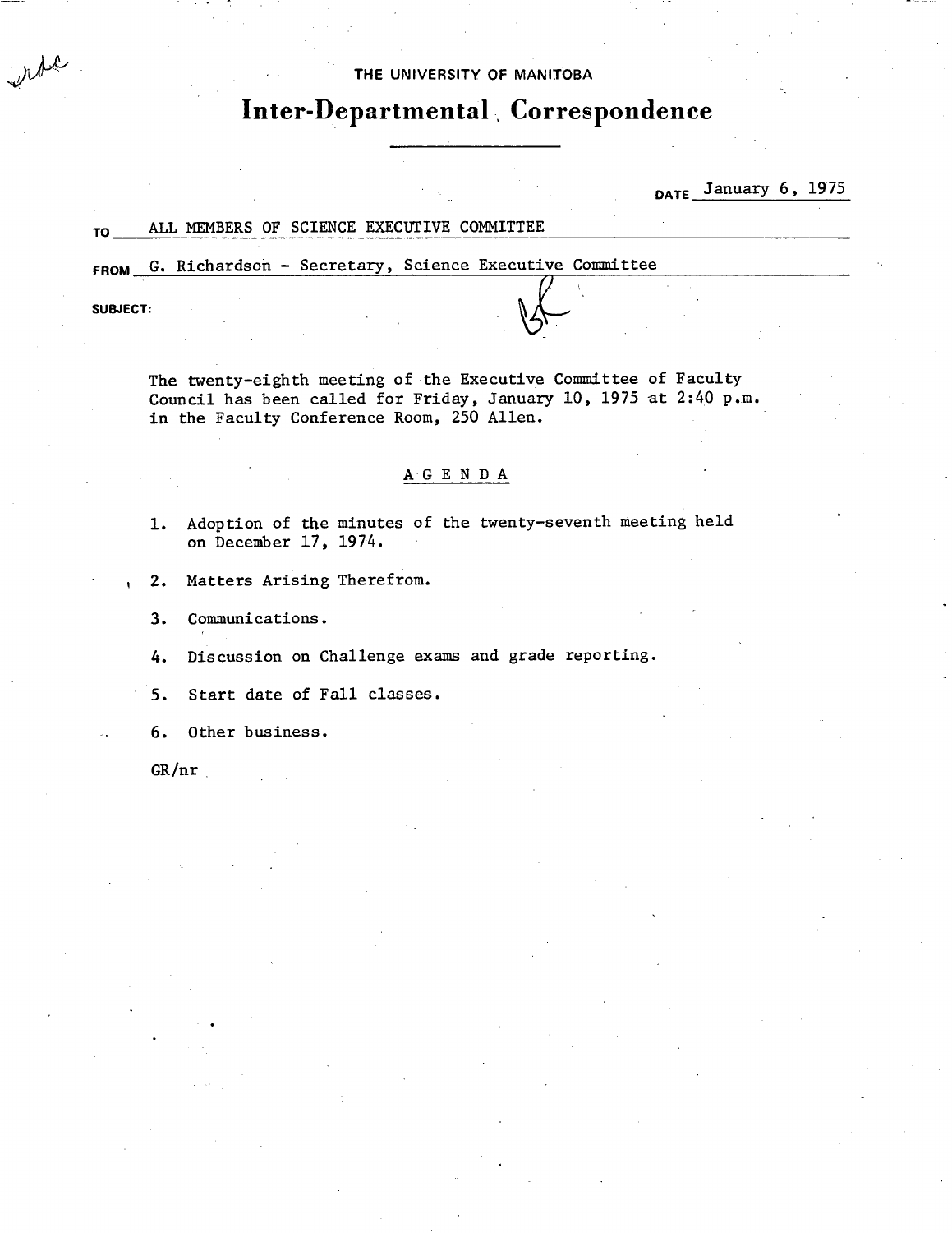THE UNIVERSITY OF MANITOBA

# Inter-Departmental Correspondence

DATE January 6, 1975

TO ALL MEMBERS OF SCIENCE EXECUTIVE COMMITTEE

FROM G. Richardson - Secretary, Science Executive Committee

SUBJECT:

The twenty-eighth meeting of the Executive Committee of Faculty Council has been called for Friday, January 10, 1975 at 2:40 p.m. in the Faculty Conference Room, 250 Allen.

## AGENDA

1. Adoption of the minutes of the twenty-seventh meeting held on December 17, 1974.
2. Matters Arising Therefrom.
3. Communications.
4. Discussion on Challenge exams and grade reporting.
5. Start date of Fall classes.
6. Other business.

GR/nr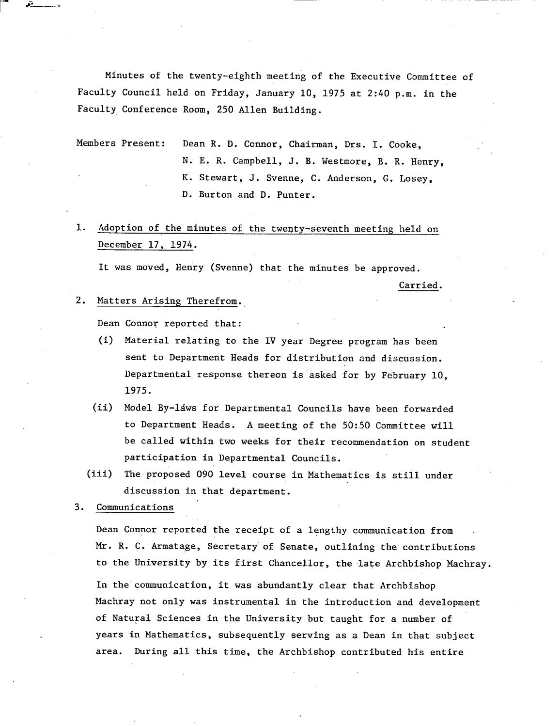Minutes of the twenty-eighth meeting of the Executive Committee of Faculty Council held on Friday, January 10, 1975 at 2:40 p.m. in the Faculty Conference Room, 250 Allen Building.

Members Present: Dean R. D. Connor, Chairman, Drs. I. Cooke, N. E. R. Campbell, J. B. Westmore, B. R. Henry, K. Stewart, J. Svenne, C. Anderson, G. Losey, D. Burton and D. Punter.

1. Adoption of the minutes of the twenty-seventh meeting held on December 17, 1974.

   It was moved, Henry (Svenne) that the minutes be approved.

   Carried.

2. Matters Arising Therefrom.

   Dean Connor reported that:

   (i) Material relating to the IV year Degree program has been sent to Department Heads for distribution and discussion. Departmental response thereon is asked for by February 10, 1975.

   (ii) Model By-laws for Departmental Councils have been forwarded to Department Heads. A meeting of the 50:50 Committee will be called within two weeks for their recommendation on student participation in Departmental Councils.

   (iii) The proposed 090 level course in Mathematics is still under discussion in that department.

3. Communications

   Dean Connor reported the receipt of a lengthy communication from Mr. R. C. Armatage, Secretary of Senate, outlining the contributions to the University by its first Chancellor, the late Archbishop Machray.

   In the communication, it was abundantly clear that Archbishop Machray not only was instrumental in the introduction and development of Natural Sciences in the University but taught for a number of years in Mathematics, subsequently serving as a Dean in that subject area. During all this time, the Archbishop contributed his entire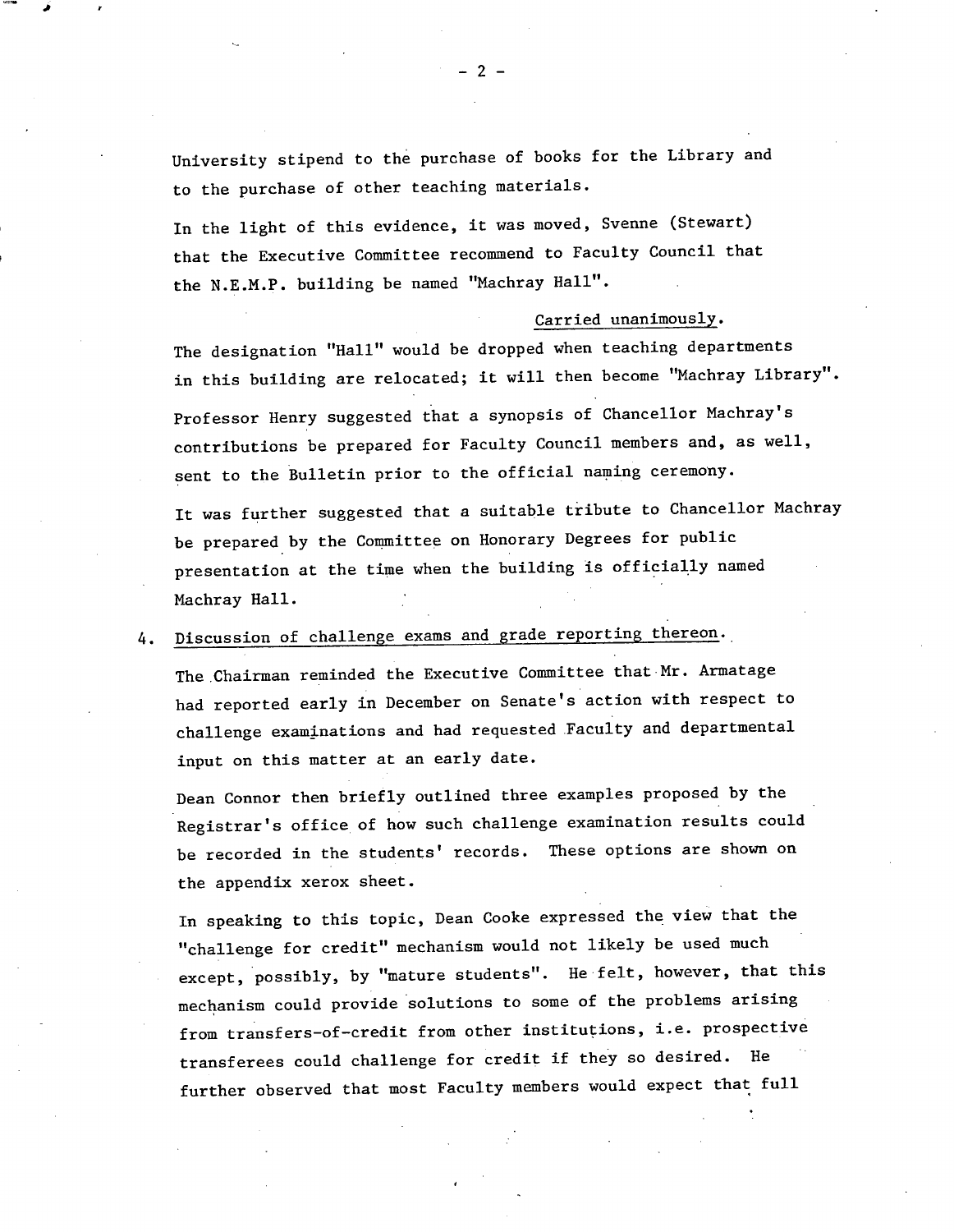University stipend to the purchase of books for the Library and to the purchase of other teaching materials.

In the light of this evidence, it was moved, Svenne (Stewart) that the Executive Committee recommend to Faculty Council that the N.E.M.P. building be named "Machray Hall".

Carried unanimously.

The designation "Hall" would be dropped when teaching departments in this building are relocated; it will then become "Machray Library".

Professor Henry suggested that a synopsis of Chancellor Machray's contributions be prepared for Faculty Council members and, as well, sent to the Bulletin prior to the official naming ceremony.

It was further suggested that a suitable tribute to Chancellor Machray be prepared by the Committee on Honorary Degrees for public presentation at the time when the building is officially named Machray Hall.

4. Discussion of challenge exams and grade reporting thereon.

The Chairman reminded the Executive Committee that Mr. Armatage had reported early in December on Senate's action with respect to challenge examinations and had requested Faculty and departmental input on this matter at an early date.

Dean Connor then briefly outlined three examples proposed by the Registrar's office of how such challenge examination results could be recorded in the students' records. These options are shown on the appendix xerox sheet.

In speaking to this topic, Dean Cooke expressed the view that the "challenge for credit" mechanism would not likely be used much except, possibly, by "mature students". He felt, however, that this mechanism could provide solutions to some of the problems arising from transfers-of-credit from other institutions, i.e. prospective transferees could challenge for credit if they so desired. He further observed that most Faculty members would expect that full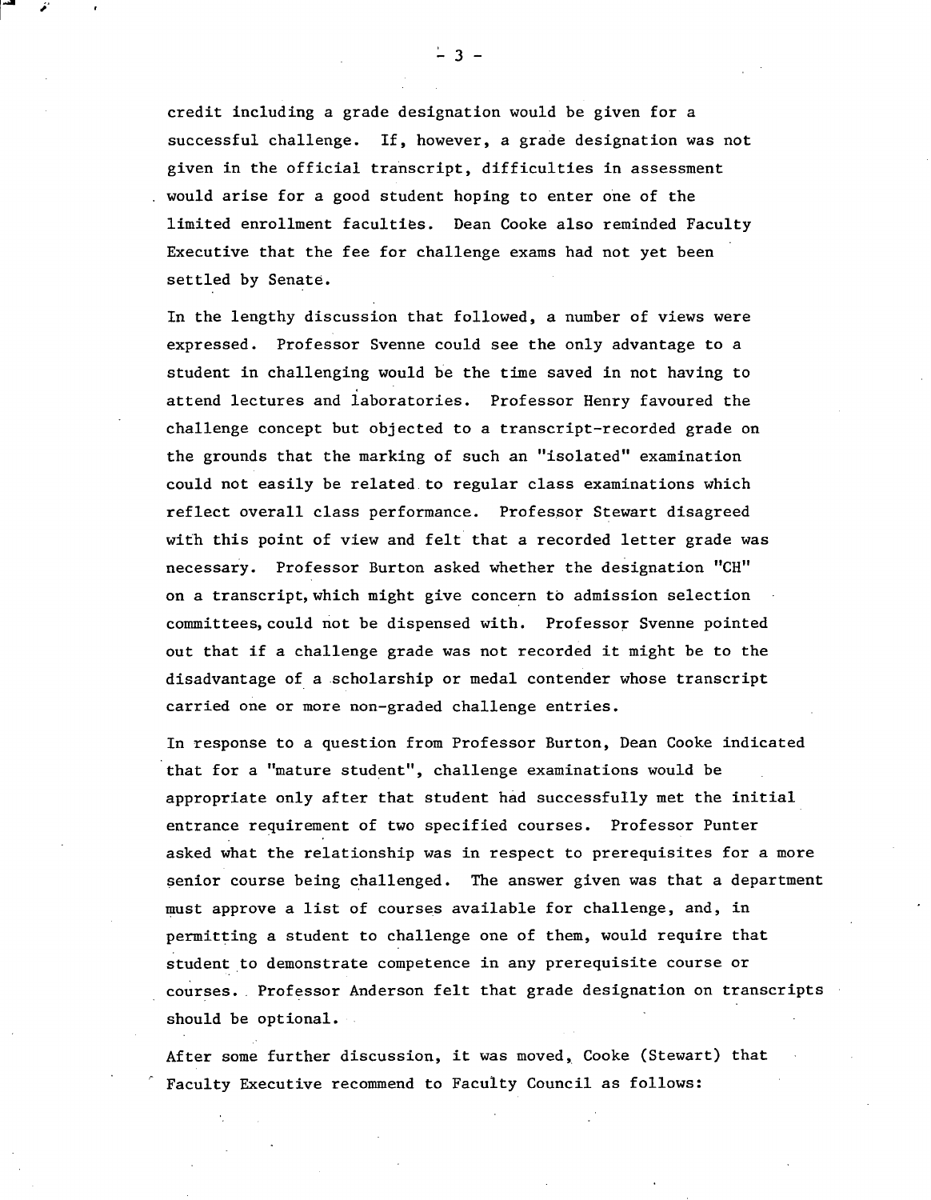credit including a grade designation would be given for a successful challenge. If, however, a grade designation was not given in the official transcript, difficulties in assessment would arise for a good student hoping to enter one of the limited enrollment faculties. Dean Cooke also reminded Faculty Executive that the fee for challenge exams had not yet been settled by Senate.

In the lengthy discussion that followed, a number of views were expressed. Professor Svenne could see the only advantage to a student in challenging would be the time saved in not having to attend lectures and laboratories. Professor Henry favoured the challenge concept but objected to a transcript-recorded grade on the grounds that the marking of such an "isolated" examination could not easily be related to regular class examinations which reflect overall class performance. Professor Stewart disagreed with this point of view and felt that a recorded letter grade was necessary. Professor Burton asked whether the designation "CH" on a transcript, which might give concern to admission selection committees, could not be dispensed with. Professor Svenne pointed out that if a challenge grade was not recorded it might be to the disadvantage of a scholarship or medal contender whose transcript carried one or more non-graded challenge entries.

In response to a question from Professor Burton, Dean Cooke indicated that for a "mature student", challenge examinations would be appropriate only after that student had successfully met the initial entrance requirement of two specified courses. Professor Punter asked what the relationship was in respect to prerequisites for a more senior course being challenged. The answer given was that a department must approve a list of courses available for challenge, and, in permitting a student to challenge one of them, would require that student to demonstrate competence in any prerequisite course or courses. Professor Anderson felt that grade designation on transcripts should be optional.

After some further discussion, it was moved, Cooke (Stewart) that Faculty Executive recommend to Faculty Council as follows: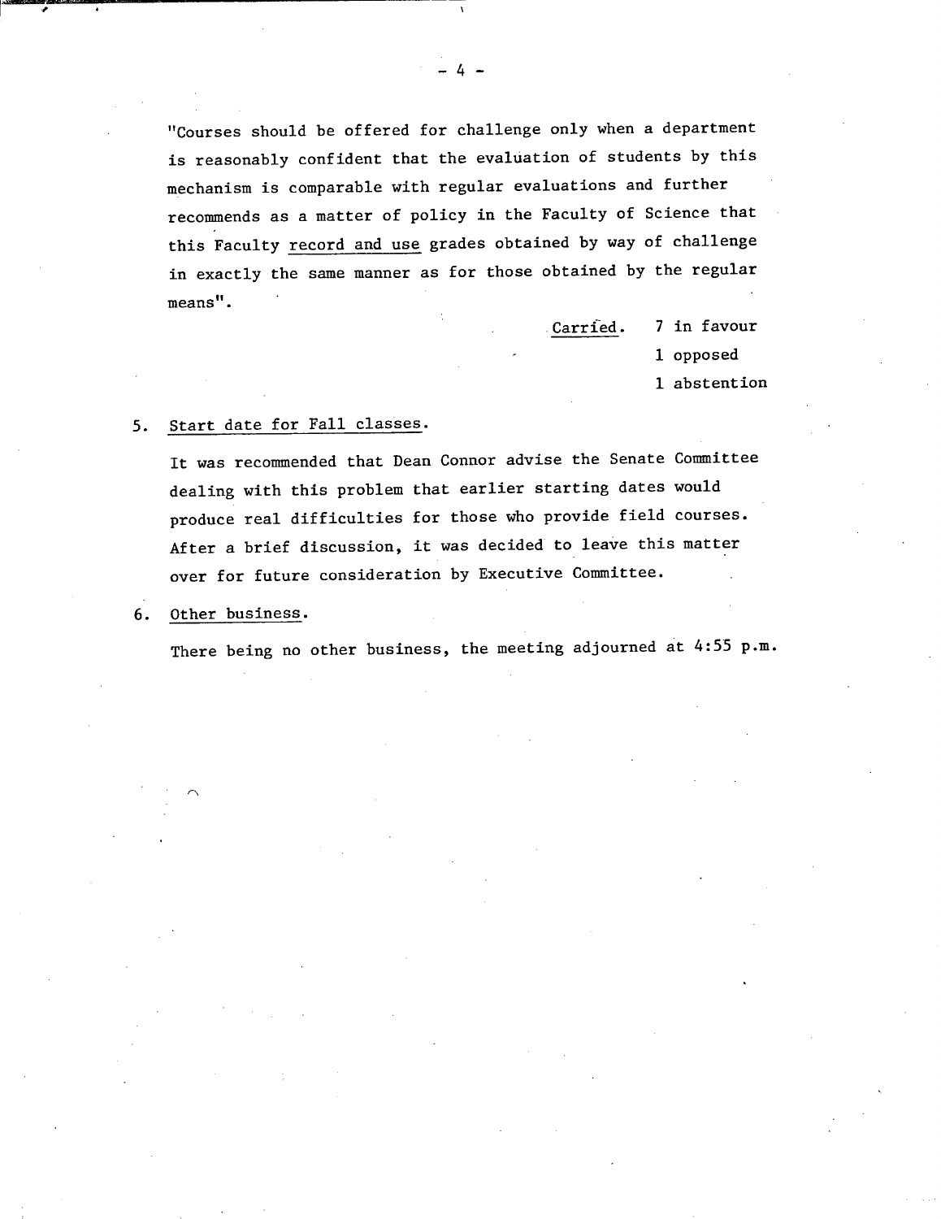"Courses should be offered for challenge only when a department is reasonably confident that the evaluation of students by this mechanism is comparable with regular evaluations and further recommends as a matter of policy in the Faculty of Science that this Faculty record and use grades obtained by way of challenge in exactly the same manner as for those obtained by the regular means".

Carried. 7 in favour
1 opposed
1 abstention

5. Start date for Fall classes.

It was recommended that Dean Connor advise the Senate Committee dealing with this problem that earlier starting dates would produce real difficulties for those who provide field courses. After a brief discussion, it was decided to leave this matter over for future consideration by Executive Committee.

6. Other business.

There being no other business, the meeting adjourned at 4:55 p.m.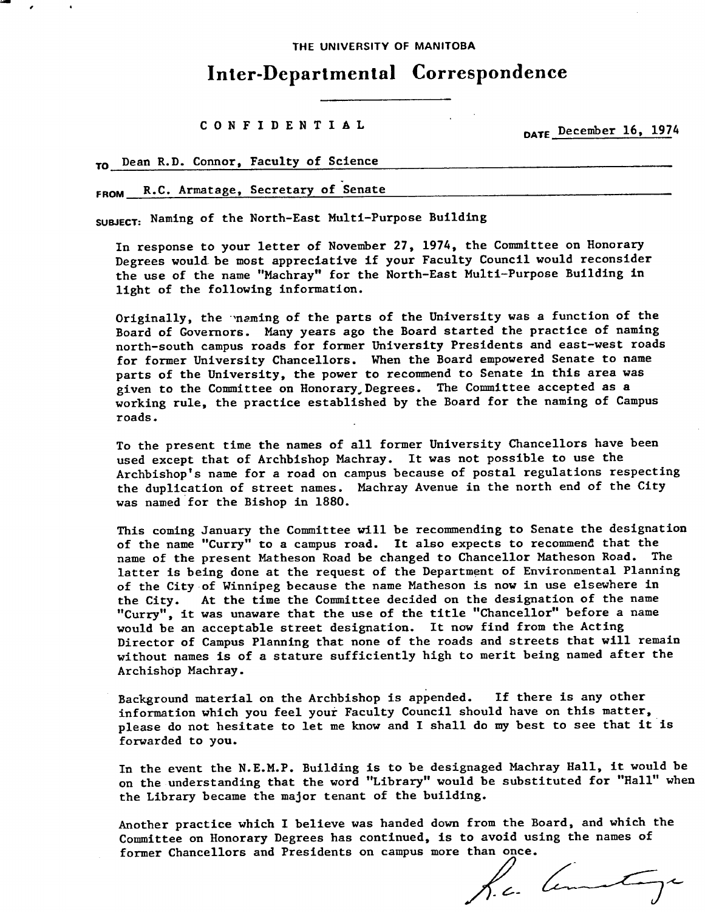THE UNIVERSITY OF MANITOBA

# Inter-Departmental Correspondence

CONFIDENTIAL

DATE December 16, 1974

TO Dean R.D. Connor, Faculty of Science

FROM R.C. Armatage, Secretary of Senate

SUBJECT: Naming of the North-East Multi-Purpose Building

In response to your letter of November 27, 1974, the Committee on Honorary Degrees would be most appreciative if your Faculty Council would reconsider the use of the name "Machray" for the North-East Multi-Purpose Building in light of the following information.

Originally, the naming of the parts of the University was a function of the Board of Governors. Many years ago the Board started the practice of naming north-south campus roads for former University Presidents and east-west roads for former University Chancellors. When the Board empowered Senate to name parts of the University, the power to recommend to Senate in this area was given to the Committee on Honorary, Degrees. The Committee accepted as a working rule, the practice established by the Board for the naming of Campus roads.

To the present time the names of all former University Chancellors have been used except that of Archbishop Machray. It was not possible to use the Archbishop's name for a road on campus because of postal regulations respecting the duplication of street names. Machray Avenue in the north end of the City was named for the Bishop in 1880.

This coming January the Committee will be recommending to Senate the designation of the name "Curry" to a campus road. It also expects to recommend that the name of the present Matheson Road be changed to Chancellor Matheson Road. The latter is being done at the request of the Department of Environmental Planning of the City of Winnipeg because the name Matheson is now in use elsewhere in the City. At the time the Committee decided on the designation of the name "Curry", it was unaware that the use of the title "Chancellor" before a name would be an acceptable street designation. It now find from the Acting Director of Campus Planning that none of the roads and streets that will remain without names is of a stature sufficiently high to merit being named after the Archishop Machray.

Background material on the Archbishop is appended. If there is any other information which you feel your Faculty Council should have on this matter, please do not hesitate to let me know and I shall do my best to see that it is forwarded to you.

In the event the N.E.M.P. Building is to be designaged Machray Hall, it would be on the understanding that the word "Library" would be substituted for "Hall" when the Library became the major tenant of the building.

Another practice which I believe was handed down from the Board, and which the Committee on Honorary Degrees has continued, is to avoid using the names of former Chancellors and Presidents on campus more than once.

R.C. Armatage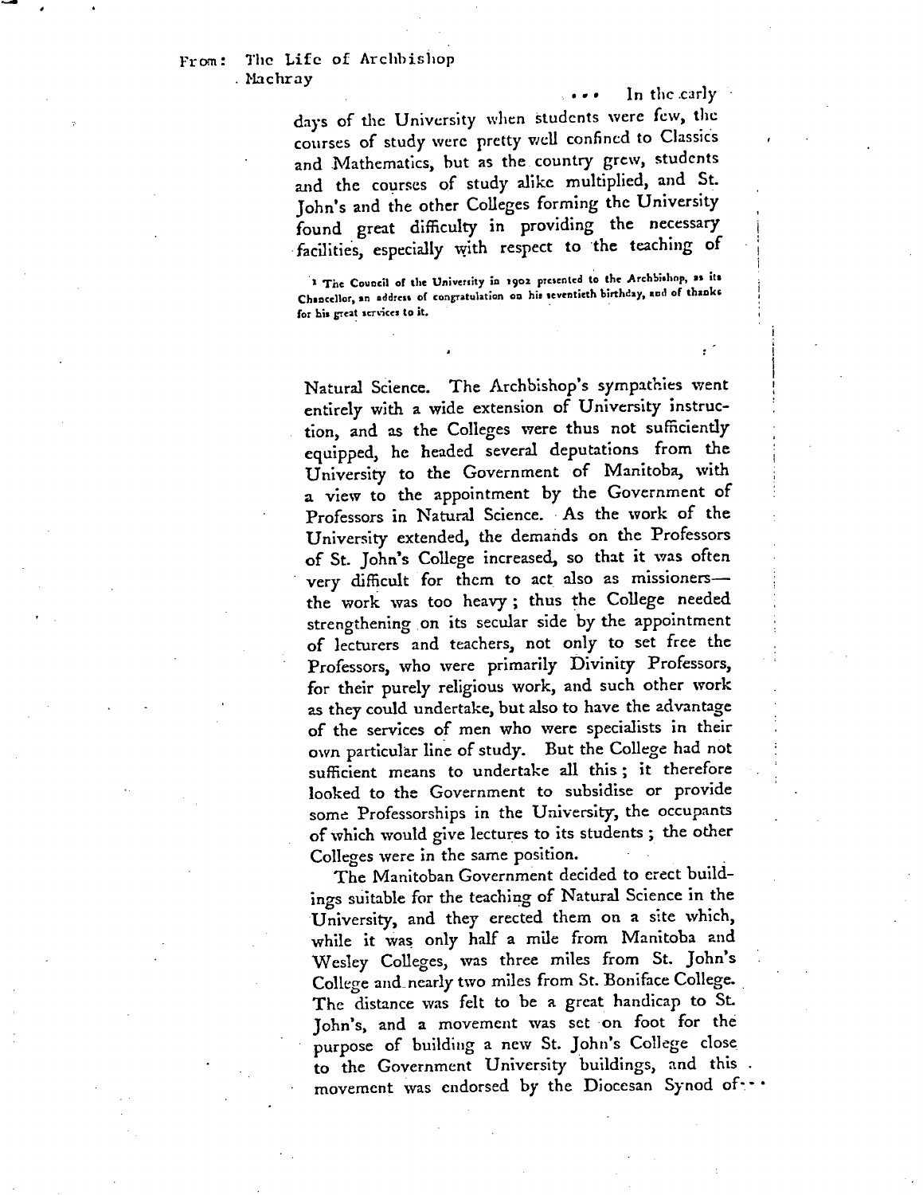From: The Life of Archbishop Machray

... In the early days of the University when students were few, the courses of study were pretty well confined to Classics and Mathematics, but as the country grew, students and the courses of study alike multiplied, and St. John's and the other Colleges forming the University found great difficulty in providing the necessary facilities, especially with respect to the teaching of Natural Science. The Archbishop's sympathies went entirely with a wide extension of University instruction, and as the Colleges were thus not sufficiently equipped, he headed several deputations from the University to the Government of Manitoba, with a view to the appointment by the Government of Professors in Natural Science. As the work of the University extended, the demands on the Professors of St. John's College increased, so that it was often very difficult for them to act also as missioners—the work was too heavy; thus the College needed strengthening on its secular side by the appointment of lecturers and teachers, not only to set free the Professors, who were primarily Divinity Professors, for their purely religious work, and such other work as they could undertake, but also to have the advantage of the services of men who were specialists in their own particular line of study. But the College had not sufficient means to undertake all this; it therefore looked to the Government to subsidise or provide some Professorships in the University, the occupants of which would give lectures to its students; the other Colleges were in the same position.

The Manitoban Government decided to erect buildings suitable for the teaching of Natural Science in the University, and they erected them on a site which, while it was only half a mile from Manitoba and Wesley Colleges, was three miles from St. John's College and nearly two miles from St. Boniface College. The distance was felt to be a great handicap to St. John's, and a movement was set on foot for the purpose of building a new St. John's College close to the Government University buildings, and this movement was endorsed by the Diocesan Synod of ...

[1] The Council of the University in 1902 presented to the Archbishop, as its Chancellor, an address of congratulation on his seventieth birthday, and of thanks for his great services to it.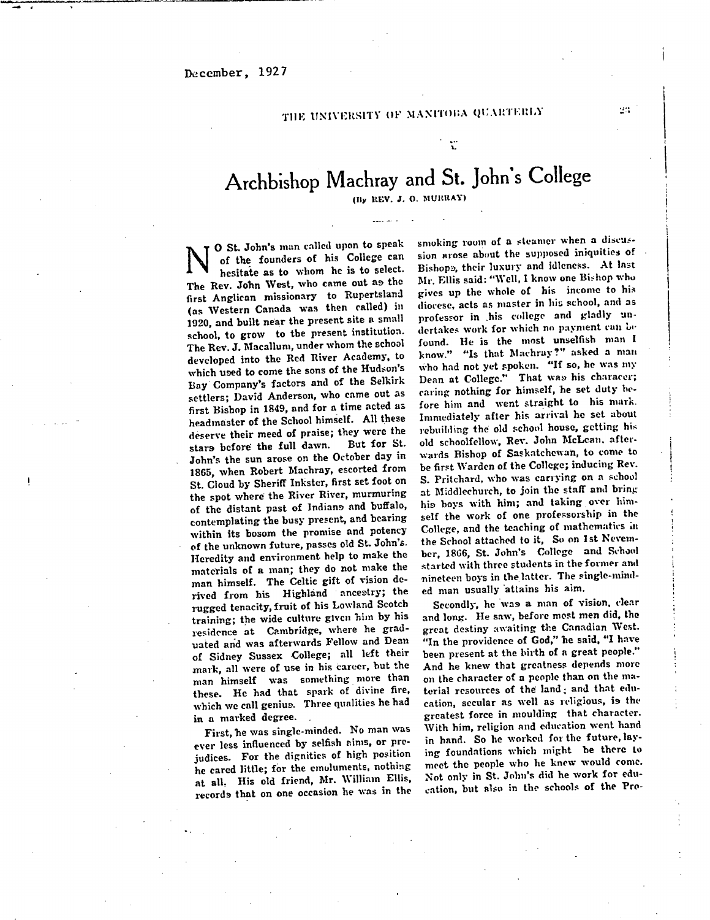# Archbishop Machray and St. John's College

(By REV. J. O. MURRAY)

NO St. John's man called upon to speak of the founders of his College can hesitate as to whom he is to select. The Rev. John West, who came out as the first Anglican missionary to Rupertsland (as Western Canada was then called) in 1920, and built near the present site a small school, to grow to the present institution. The Rev. J. Macallum, under whom the school developed into the Red River Academy, to which used to come the sons of the Hudson's Bay Company's factors and of the Selkirk settlers; David Anderson, who came out as first Bishop in 1849, and for a time acted as headmaster of the School himself. All these deserve their meed of praise; they were the stars before the full dawn. But for St. John's the sun arose on the October day in 1865, when Robert Machray, escorted from St. Cloud by Sheriff Inkster, first set foot on the spot where the River River, murmuring of the distant past of Indians and buffalo, contemplating the busy present, and bearing within its bosom the promise and potency of the unknown future, passes old St. John's. Heredity and environment help to make the materials of a man; they do not make the man himself. The Celtic gift of vision derived from his Highland ancestry; the rugged tenacity, fruit of his Lowland Scotch training; the wide culture given him by his residence at Cambridge, where he graduated and was afterwards Fellow and Dean of Sidney Sussex College; all left their mark, all were of use in his career, but the man himself was something more than these. He had that spark of divine fire, which we call genius. Three qualities he had in a marked degree.

First, he was single-minded. No man was ever less influenced by selfish aims, or prejudices. For the dignities of high position he cared little; for the emoluments, nothing at all. His old friend, Mr. William Ellis, records that on one occasion he was in the smoking room of a steamer when a discussion arose about the supposed iniquities of Bishops, their luxury and idleness. At last Mr. Ellis said: "Well, I know one Bishop who gives up the whole of his income to his diocese, acts as master in his school, and as professor in his college and gladly undertakes work for which no payment can be found. He is the most unselfish man I know." "Is that Machray?" asked a man who had not yet spoken. "If so, he was my Dean at College." That was his characer; caring nothing for himself, he set duty before him and went straight to his mark. Immediately after his arrival he set about rebuilding the old school house, getting his old schoolfellow, Rev. John McLean, afterwards Bishop of Saskatchewan, to come to be first Warden of the College; inducing Rev. S. Pritchard, who was carrying on a school at Middlechurch, to join the staff and bring his boys with him; and taking over himself the work of one professorship in the College, and the teaching of mathematics in the School attached to it. So on 1st November, 1866, St. John's College and School started with three students in the former and nineteen boys in the latter. The single-minded man usually attains his aim.

Secondly, he was a man of vision, clear and long. He saw, before most men did, the great destiny awaiting the Canadian West. "In the providence of God," he said, "I have been present at the birth of a great people." And he knew that greatness depends more on the character of a people than on the material resources of the land; and that education, secular as well as religious, is the greatest force in moulding that character. With him, religion and education went hand in hand. So he worked for the future, laying foundations which might be there to meet the people who he knew would come. Not only in St. John's did he work for education, but also in the schools of the Pro-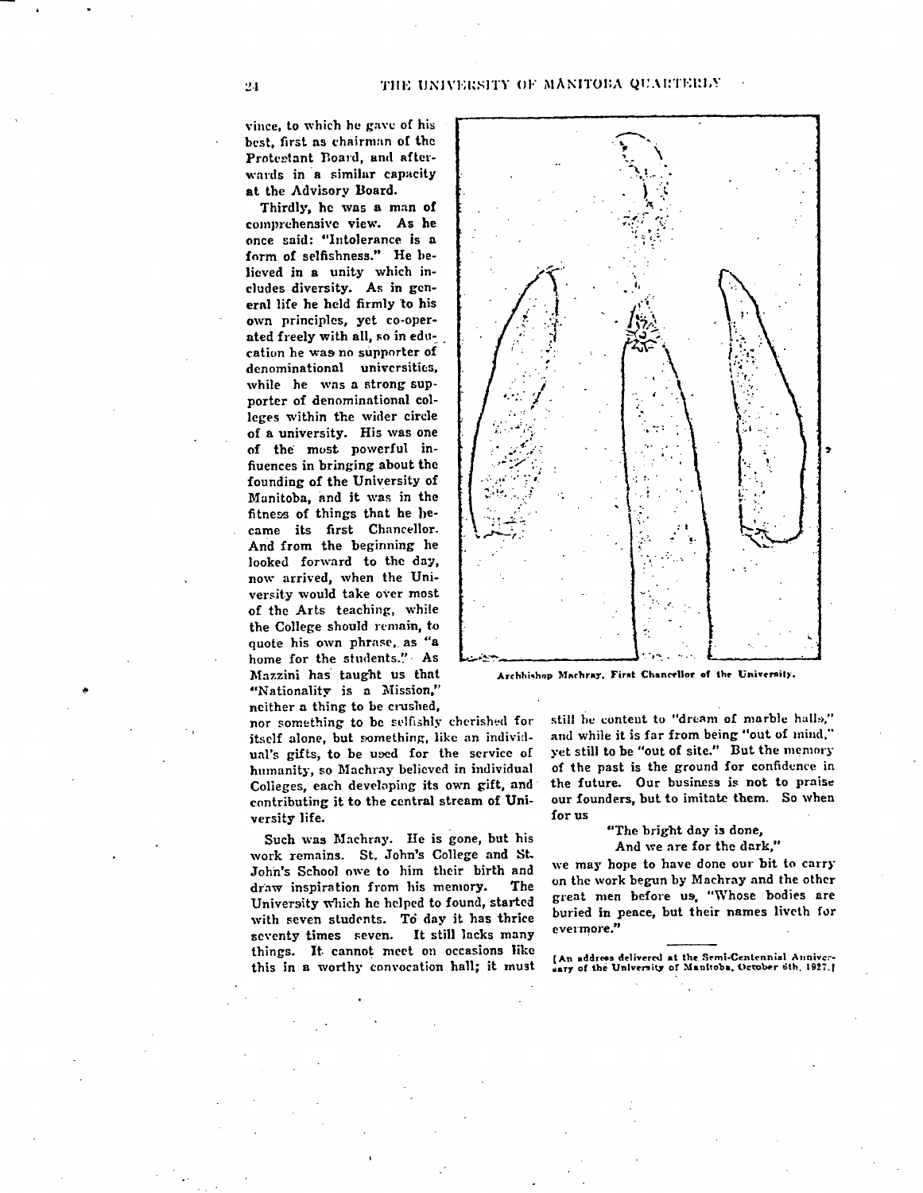vince, to which he gave of his best, first as chairman of the Protestant Board, and afterwards in a similar capacity at the Advisory Board.

Thirdly, he was a man of comprehensive view. As he once said: "Intolerance is a form of selfishness." He believed in a unity which includes diversity. As in general life he held firmly to his own principles, yet co-operated freely with all, so in education he was no supporter of denominational universities, while he was a strong supporter of denominational colleges within the wider circle of a university. His was one of the most powerful influences in bringing about the founding of the University of Manitoba, and it was in the fitness of things that he became its first Chancellor. And from the beginning he looked forward to the day, now arrived, when the University would take over most of the Arts teaching, while the College should remain, to quote his own phrase, as "a home for the students." As Mazzini has taught us that "Nationality is a Mission," neither a thing to be crushed, nor something to be selfishly cherished for itself alone, but something, like an individual's gifts, to be used for the service of humanity, so Machray believed in individual Colleges, each developing its own gift, and contributing it to the central stream of University life.

Archbishop Machray, First Chancellor of the University.

Such was Machray. He is gone, but his work remains. St. John's College and St. John's School owe to him their birth and draw inspiration from his memory. The University which he helped to found, started with seven students. To day it has thrice seventy times seven. It still lacks many things. It cannot meet on occasions like this in a worthy convocation hall; it must still be content to "dream of marble halls," and while it is far from being "out of mind," yet still to be "out of site." But the memory of the past is the ground for confidence in the future. Our business is not to praise our founders, but to imitate them. So when for us

> "The bright day is done,
> And we are for the dark,"

we may hope to have done our bit to carry on the work begun by Machray and the other great men before us, "Whose bodies are buried in peace, but their names liveth for evermore."

---

[An address delivered at the Semi-Centennial Anniversary of the University of Manitoba, October 6th, 1927.]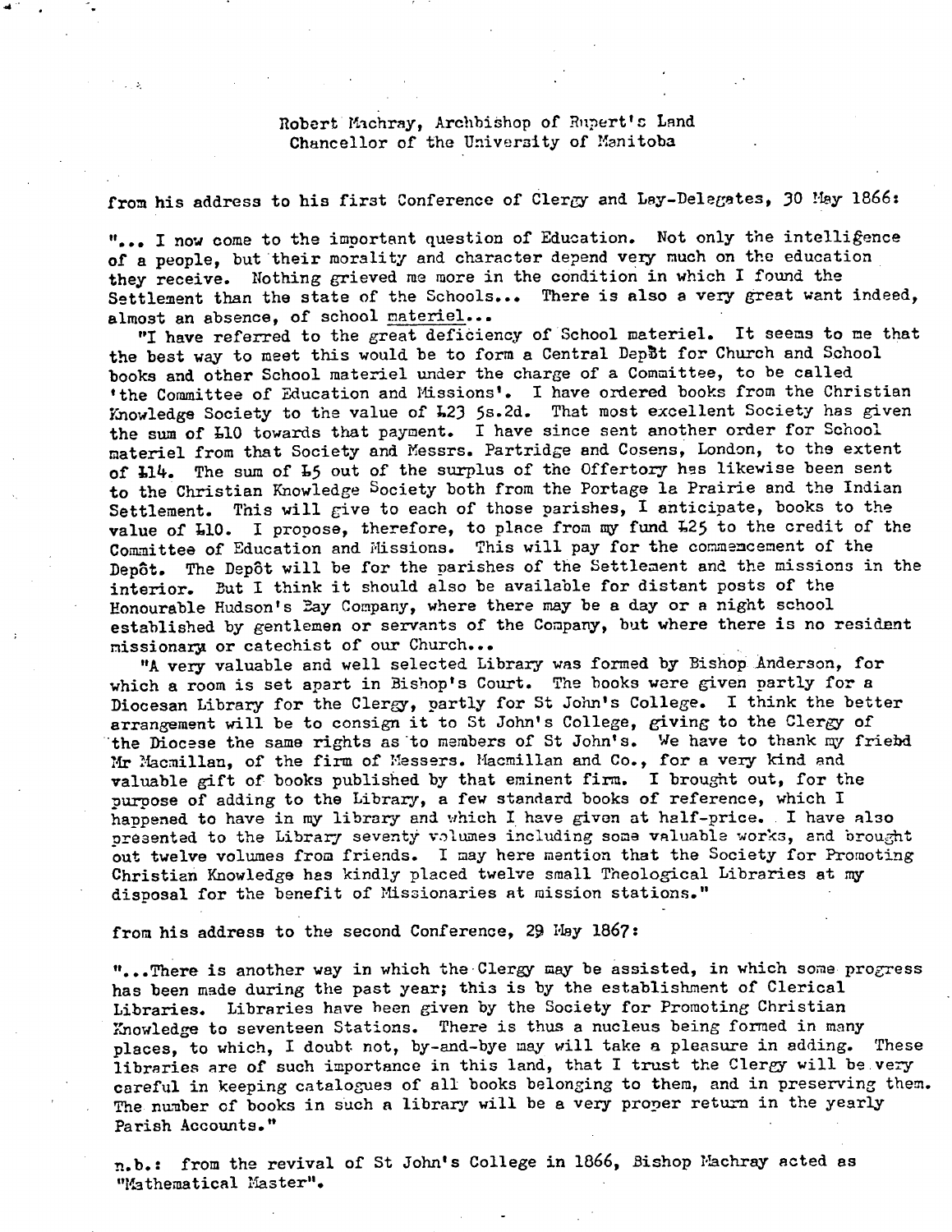Robert Machray, Archbishop of Rupert's Land
Chancellor of the University of Manitoba

from his address to his first Conference of Clergy and Lay-Delegates, 30 May 1866:

"... I now come to the important question of Education. Not only the intelligence of a people, but their morality and character depend very much on the education they receive. Nothing grieved me more in the condition in which I found the Settlement than the state of the Schools... There is also a very great want indeed, almost an absence, of school materiel...

"I have referred to the great deficiency of School materiel. It seems to me that the best way to meet this would be to form a Central Depôt for Church and School books and other School materiel under the charge of a Committee, to be called 'the Committee of Education and Missions'. I have ordered books from the Christian Knowledge Society to the value of £23 5s.2d. That most excellent Society has given the sum of £10 towards that payment. I have since sent another order for School materiel from that Society and Messrs. Partridge and Cosens, London, to the extent of £14. The sum of £5 out of the surplus of the Offertory has likewise been sent to the Christian Knowledge Society both from the Portage la Prairie and the Indian Settlement. This will give to each of those parishes, I anticipate, books to the value of £10. I propose, therefore, to place from my fund £25 to the credit of the Committee of Education and Missions. This will pay for the commencement of the Depôt. The Depôt will be for the parishes of the Settlement and the missions in the interior. But I think it should also be available for distant posts of the Honourable Hudson's Bay Company, where there may be a day or a night school established by gentlemen or servants of the Company, but where there is no resident missionary or catechist of our Church...

"A very valuable and well selected Library was formed by Bishop Anderson, for which a room is set apart in Bishop's Court. The books were given partly for a Diocesan Library for the Clergy, partly for St John's College. I think the better arrangement will be to consign it to St John's College, giving to the Clergy of the Diocese the same rights as to members of St John's. We have to thank my friebd Mr Macmillan, of the firm of Messers. Macmillan and Co., for a very kind and valuable gift of books published by that eminent firm. I brought out, for the purpose of adding to the Library, a few standard books of reference, which I happened to have in my library and which I have given at half-price. I have also presented to the Library seventy volumes including some valuable works, and brought out twelve volumes from friends. I may here mention that the Society for Promoting Christian Knowledge has kindly placed twelve small Theological Libraries at my disposal for the benefit of Missionaries at mission stations."

from his address to the second Conference, 29 May 1867:

"...There is another way in which the Clergy may be assisted, in which some progress has been made during the past year; this is by the establishment of Clerical Libraries. Libraries have been given by the Society for Promoting Christian Knowledge to seventeen Stations. There is thus a nucleus being formed in many places, to which, I doubt not, by-and-bye may will take a pleasure in adding. These libraries are of such importance in this land, that I trust the Clergy will be very careful in keeping catalogues of all books belonging to them, and in preserving them. The number of books in such a library will be a very proper return in the yearly Parish Accounts."

n.b.: from the revival of St John's College in 1866, Bishop Machray acted as "Mathematical Master".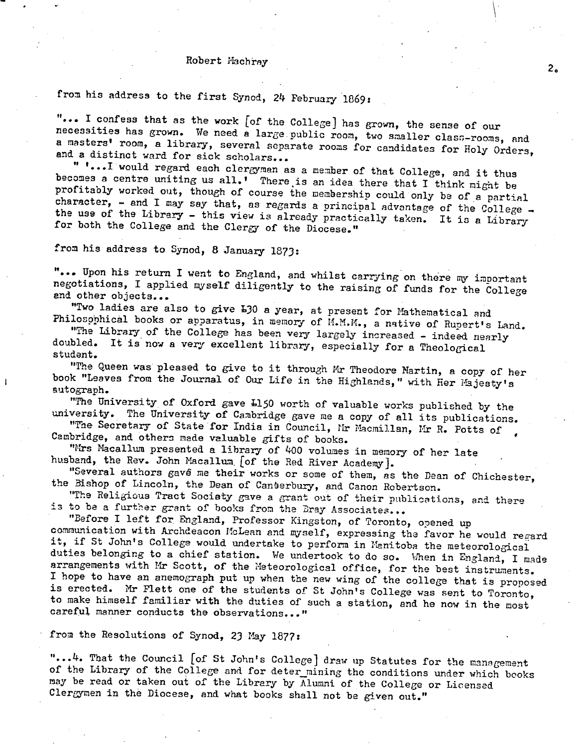Robert Machray

from his address to the first Synod, 24 February 1869:

"... I confess that as the work [of the College] has grown, the sense of our necessities has grown. We need a large public room, two smaller class-rooms, and a masters' room, a library, several separate rooms for candidates for Holy Orders, and a distinct ward for sick scholars...

" '...I would regard each clergyman as a member of that College, and it thus becomes a centre uniting us all.' There is an idea there that I think might be profitably worked out, though of course the membership could only be of a partial character, - and I may say that, as regards a principal advantage of the College - the use of the Library - this view is already practically taken. It is a Library for both the College and the Clergy of the Diocese."

from his address to Synod, 8 January 1873:

"... Upon his return I went to England, and whilst carrying on there my important negotiations, I applied myself diligently to the raising of funds for the College and other objects...

"Two ladies are also to give £30 a year, at present for Mathematical and Philosophical books or apparatus, in memory of M.M.M., a native of Rupert's Land.

"The Library of the College has been very largely increased - indeed nearly doubled. It is now a very excellent library, especially for a Theological student.

"The Queen was pleased to give to it through Mr Theodore Martin, a copy of her book "Leaves from the Journal of Our Life in the Highlands," with Her Majesty's autograph.

"The University of Oxford gave £150 worth of valuable works published by the university. The University of Cambridge gave me a copy of all its publications.

"The Secretary of State for India in Council, Mr Macmillan, Mr R. Potts of Cambridge, and others made valuable gifts of books.

"Mrs Macallum presented a library of 400 volumes in memory of her late husband, the Rev. John Macallum [of the Red River Academy].

"Several authors gave me their works or some of them, as the Dean of Chichester, the Bishop of Lincoln, the Dean of Canterbury, and Canon Robertson.

"The Religious Tract Society gave a grant out of their publications, and there is to be a further grant of books from the Bray Associates...

"Before I left for England, Professor Kingston, of Toronto, opened up communication with Archdeacon McLean and myself, expressing the favor he would regard it, if St John's College would undertake to perform in Manitoba the meteorological duties belonging to a chief station. We undertook to do so. When in England, I made arrangements with Mr Scott, of the Meteorological office, for the best instruments. I hope to have an anemograph put up when the new wing of the college that is proposed is erected. Mr Flett one of the students of St John's College was sent to Toronto, to make himself familiar with the duties of such a station, and he now in the most careful manner conducts the observations..."

from the Resolutions of Synod, 23 May 1877:

"...4. That the Council [of St John's College] draw up Statutes for the management of the Library of the College and for determining the conditions under which books may be read or taken out of the Library by Alumni of the College or Licensed Clergymen in the Diocese, and what books shall not be given out."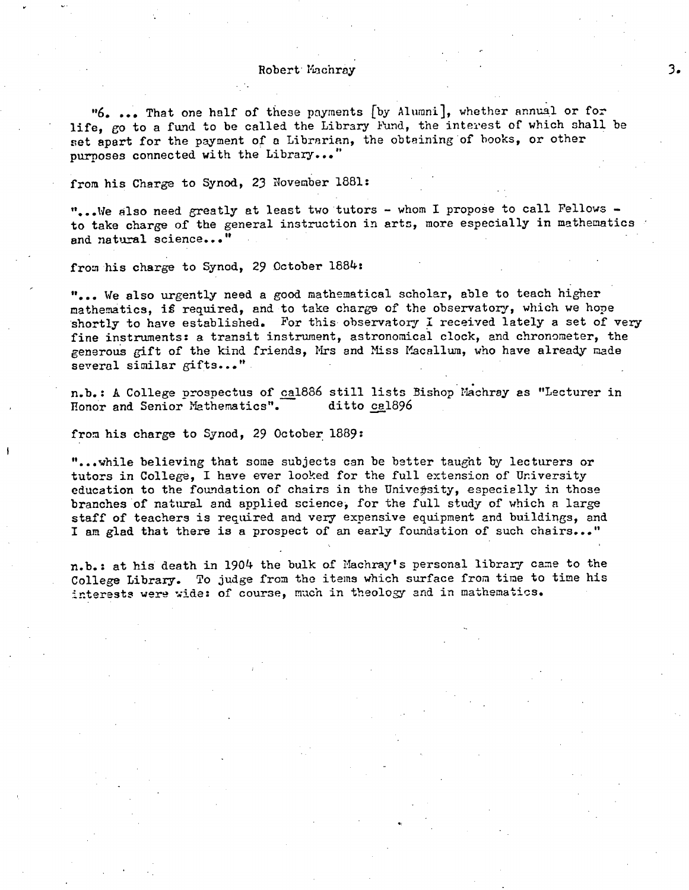"6. ... That one half of these payments [by Alumni], whether annual or for life, go to a fund to be called the Library Fund, the interest of which shall be set apart for the payment of a Librarian, the obtaining of books, or other purposes connected with the Library..."

from his Charge to Synod, 23 November 1881:

"...We also need greatly at least two tutors - whom I propose to call Fellows - to take charge of the general instruction in arts, more especially in mathematics and natural science..."

from his charge to Synod, 29 October 1884:

"... We also urgently need a good mathematical scholar, able to teach higher mathematics, if required, and to take charge of the observatory, which we hope shortly to have established. For this observatory I received lately a set of very fine instruments: a transit instrument, astronomical clock, and chronometer, the generous gift of the kind friends, Mrs and Miss Macallum, who have already made several similar gifts..."

n.b.: A College prospectus of ca1886 still lists Bishop Machray as "Lecturer in Honor and Senior Mathematics". ditto ca1896

from his charge to Synod, 29 October 1889:

"...while believing that some subjects can be better taught by lecturers or tutors in College, I have ever looked for the full extension of University education to the foundation of chairs in the University, especially in those branches of natural and applied science, for the full study of which a large staff of teachers is required and very expensive equipment and buildings, and I am glad that there is a prospect of an early foundation of such chairs..."

n.b.: at his death in 1904 the bulk of Machray's personal library came to the College Library. To judge from the items which surface from time to time his interests were wide: of course, much in theology and in mathematics.